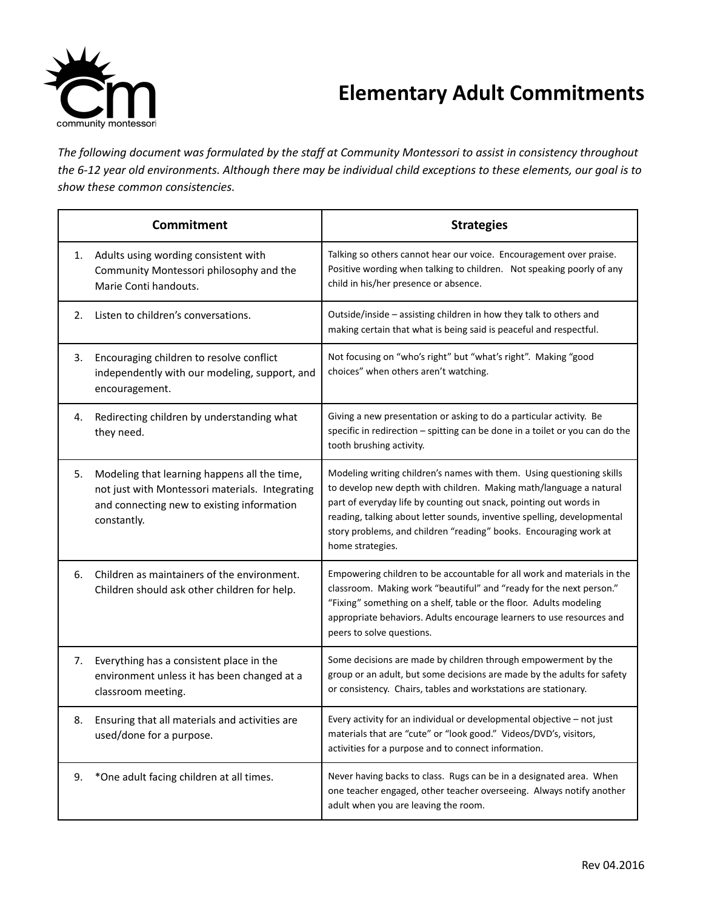# Elementary Adult Commitments

*The following document was formulated by the staff at Community Montessori to assist in consistency throughout the 6-12 year old environments. Although there may be individual child exceptions to these elements, our goal is to show these common consistencies.*

| Commitment | Strategies |
|---|---|
| 1. Adults using wording consistent with Community Montessori philosophy and the Marie Conti handouts. | Talking so others cannot hear our voice. Encouragement over praise. Positive wording when talking to children. Not speaking poorly of any child in his/her presence or absence. |
| 2. Listen to children's conversations. | Outside/inside – assisting children in how they talk to others and making certain that what is being said is peaceful and respectful. |
| 3. Encouraging children to resolve conflict independently with our modeling, support, and encouragement. | Not focusing on "who's right" but "what's right". Making "good choices" when others aren't watching. |
| 4. Redirecting children by understanding what they need. | Giving a new presentation or asking to do a particular activity. Be specific in redirection – spitting can be done in a toilet or you can do the tooth brushing activity. |
| 5. Modeling that learning happens all the time, not just with Montessori materials. Integrating and connecting new to existing information constantly. | Modeling writing children's names with them. Using questioning skills to develop new depth with children. Making math/language a natural part of everyday life by counting out snack, pointing out words in reading, talking about letter sounds, inventive spelling, developmental story problems, and children "reading" books. Encouraging work at home strategies. |
| 6. Children as maintainers of the environment. Children should ask other children for help. | Empowering children to be accountable for all work and materials in the classroom. Making work "beautiful" and "ready for the next person." "Fixing" something on a shelf, table or the floor. Adults modeling appropriate behaviors. Adults encourage learners to use resources and peers to solve questions. |
| 7. Everything has a consistent place in the environment unless it has been changed at a classroom meeting. | Some decisions are made by children through empowerment by the group or an adult, but some decisions are made by the adults for safety or consistency. Chairs, tables and workstations are stationary. |
| 8. Ensuring that all materials and activities are used/done for a purpose. | Every activity for an individual or developmental objective – not just materials that are "cute" or "look good." Videos/DVD's, visitors, activities for a purpose and to connect information. |
| 9. *One adult facing children at all times. | Never having backs to class. Rugs can be in a designated area. When one teacher engaged, other teacher overseeing. Always notify another adult when you are leaving the room. |

Rev 04.2016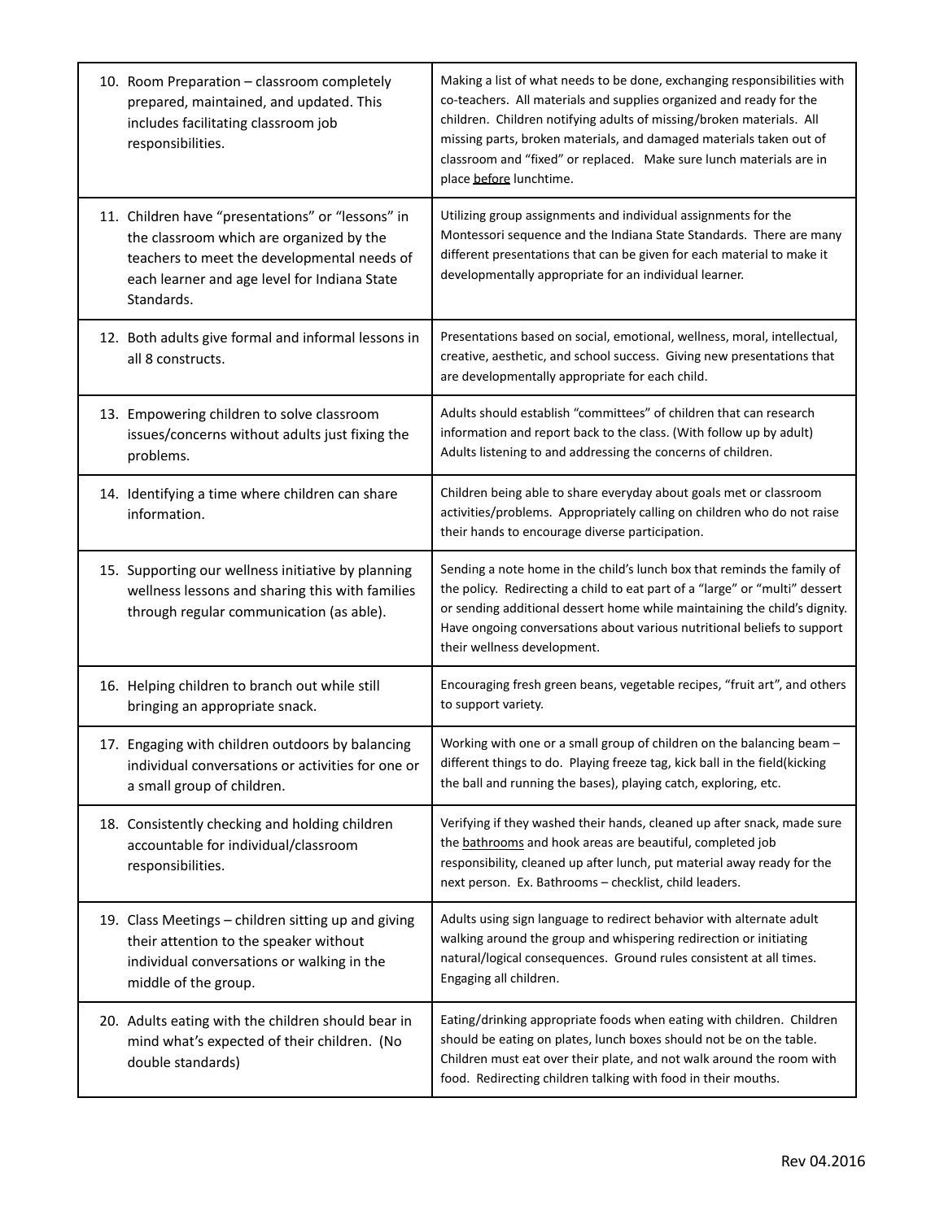| | |
|---|---|
| 10. Room Preparation – classroom completely prepared, maintained, and updated. This includes facilitating classroom job responsibilities. | Making a list of what needs to be done, exchanging responsibilities with co-teachers. All materials and supplies organized and ready for the children. Children notifying adults of missing/broken materials. All missing parts, broken materials, and damaged materials taken out of classroom and "fixed" or replaced. Make sure lunch materials are in place <u>before</u> lunchtime. |
| 11. Children have "presentations" or "lessons" in the classroom which are organized by the teachers to meet the developmental needs of each learner and age level for Indiana State Standards. | Utilizing group assignments and individual assignments for the Montessori sequence and the Indiana State Standards. There are many different presentations that can be given for each material to make it developmentally appropriate for an individual learner. |
| 12. Both adults give formal and informal lessons in all 8 constructs. | Presentations based on social, emotional, wellness, moral, intellectual, creative, aesthetic, and school success. Giving new presentations that are developmentally appropriate for each child. |
| 13. Empowering children to solve classroom issues/concerns without adults just fixing the problems. | Adults should establish "committees" of children that can research information and report back to the class. (With follow up by adult) Adults listening to and addressing the concerns of children. |
| 14. Identifying a time where children can share information. | Children being able to share everyday about goals met or classroom activities/problems. Appropriately calling on children who do not raise their hands to encourage diverse participation. |
| 15. Supporting our wellness initiative by planning wellness lessons and sharing this with families through regular communication (as able). | Sending a note home in the child's lunch box that reminds the family of the policy. Redirecting a child to eat part of a "large" or "multi" dessert or sending additional dessert home while maintaining the child's dignity. Have ongoing conversations about various nutritional beliefs to support their wellness development. |
| 16. Helping children to branch out while still bringing an appropriate snack. | Encouraging fresh green beans, vegetable recipes, "fruit art", and others to support variety. |
| 17. Engaging with children outdoors by balancing individual conversations or activities for one or a small group of children. | Working with one or a small group of children on the balancing beam – different things to do. Playing freeze tag, kick ball in the field(kicking the ball and running the bases), playing catch, exploring, etc. |
| 18. Consistently checking and holding children accountable for individual/classroom responsibilities. | Verifying if they washed their hands, cleaned up after snack, made sure the <u>bathrooms</u> and hook areas are beautiful, completed job responsibility, cleaned up after lunch, put material away ready for the next person. Ex. Bathrooms – checklist, child leaders. |
| 19. Class Meetings – children sitting up and giving their attention to the speaker without individual conversations or walking in the middle of the group. | Adults using sign language to redirect behavior with alternate adult walking around the group and whispering redirection or initiating natural/logical consequences. Ground rules consistent at all times. Engaging all children. |
| 20. Adults eating with the children should bear in mind what's expected of their children. (No double standards) | Eating/drinking appropriate foods when eating with children. Children should be eating on plates, lunch boxes should not be on the table. Children must eat over their plate, and not walk around the room with food. Redirecting children talking with food in their mouths. |

Rev 04.2016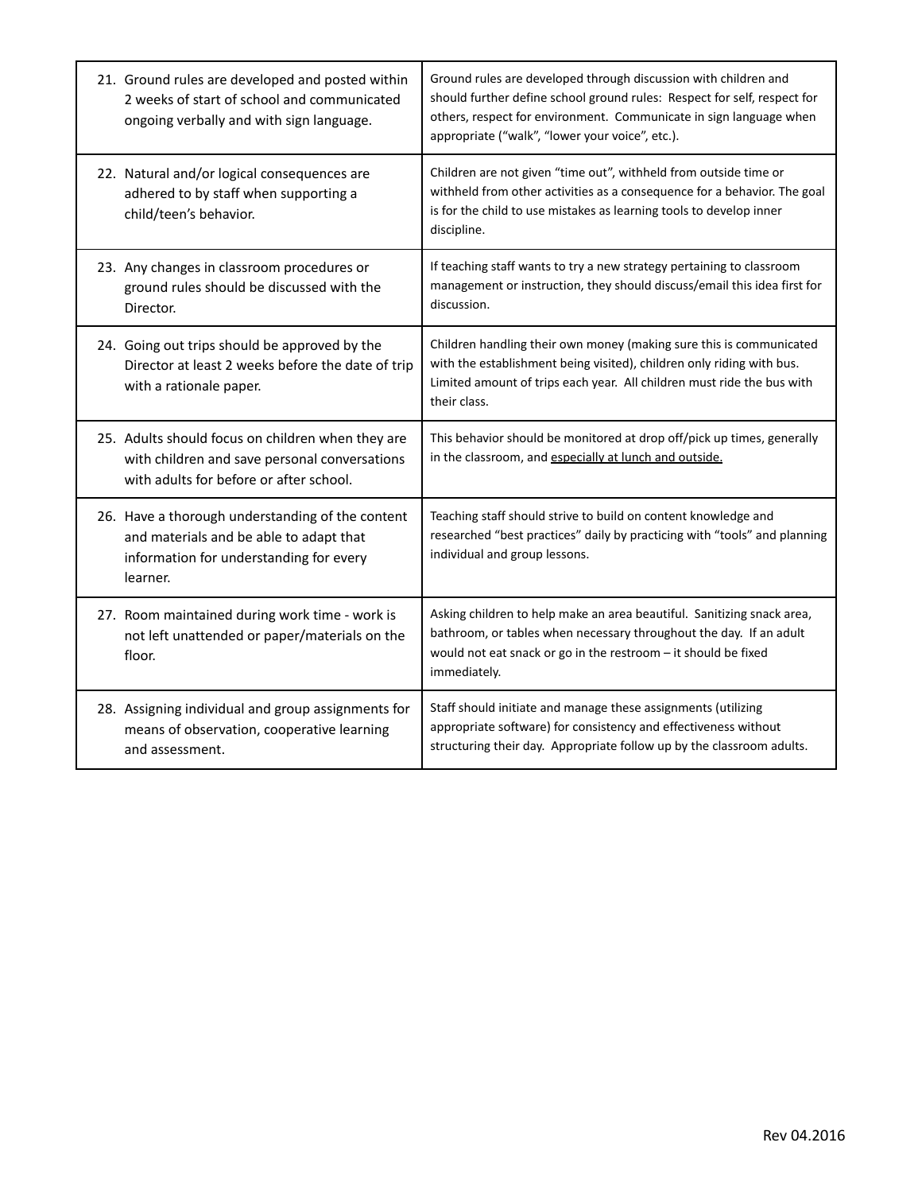| | |
|---|---|
| 21. Ground rules are developed and posted within 2 weeks of start of school and communicated ongoing verbally and with sign language. | Ground rules are developed through discussion with children and should further define school ground rules: Respect for self, respect for others, respect for environment. Communicate in sign language when appropriate ("walk", "lower your voice", etc.). |
| 22. Natural and/or logical consequences are adhered to by staff when supporting a child/teen's behavior. | Children are not given "time out", withheld from outside time or withheld from other activities as a consequence for a behavior. The goal is for the child to use mistakes as learning tools to develop inner discipline. |
| 23. Any changes in classroom procedures or ground rules should be discussed with the Director. | If teaching staff wants to try a new strategy pertaining to classroom management or instruction, they should discuss/email this idea first for discussion. |
| 24. Going out trips should be approved by the Director at least 2 weeks before the date of trip with a rationale paper. | Children handling their own money (making sure this is communicated with the establishment being visited), children only riding with bus. Limited amount of trips each year. All children must ride the bus with their class. |
| 25. Adults should focus on children when they are with children and save personal conversations with adults for before or after school. | This behavior should be monitored at drop off/pick up times, generally in the classroom, and <u>especially at lunch and outside.</u> |
| 26. Have a thorough understanding of the content and materials and be able to adapt that information for understanding for every learner. | Teaching staff should strive to build on content knowledge and researched "best practices" daily by practicing with "tools" and planning individual and group lessons. |
| 27. Room maintained during work time - work is not left unattended or paper/materials on the floor. | Asking children to help make an area beautiful. Sanitizing snack area, bathroom, or tables when necessary throughout the day. If an adult would not eat snack or go in the restroom – it should be fixed immediately. |
| 28. Assigning individual and group assignments for means of observation, cooperative learning and assessment. | Staff should initiate and manage these assignments (utilizing appropriate software) for consistency and effectiveness without structuring their day. Appropriate follow up by the classroom adults. |

Rev 04.2016